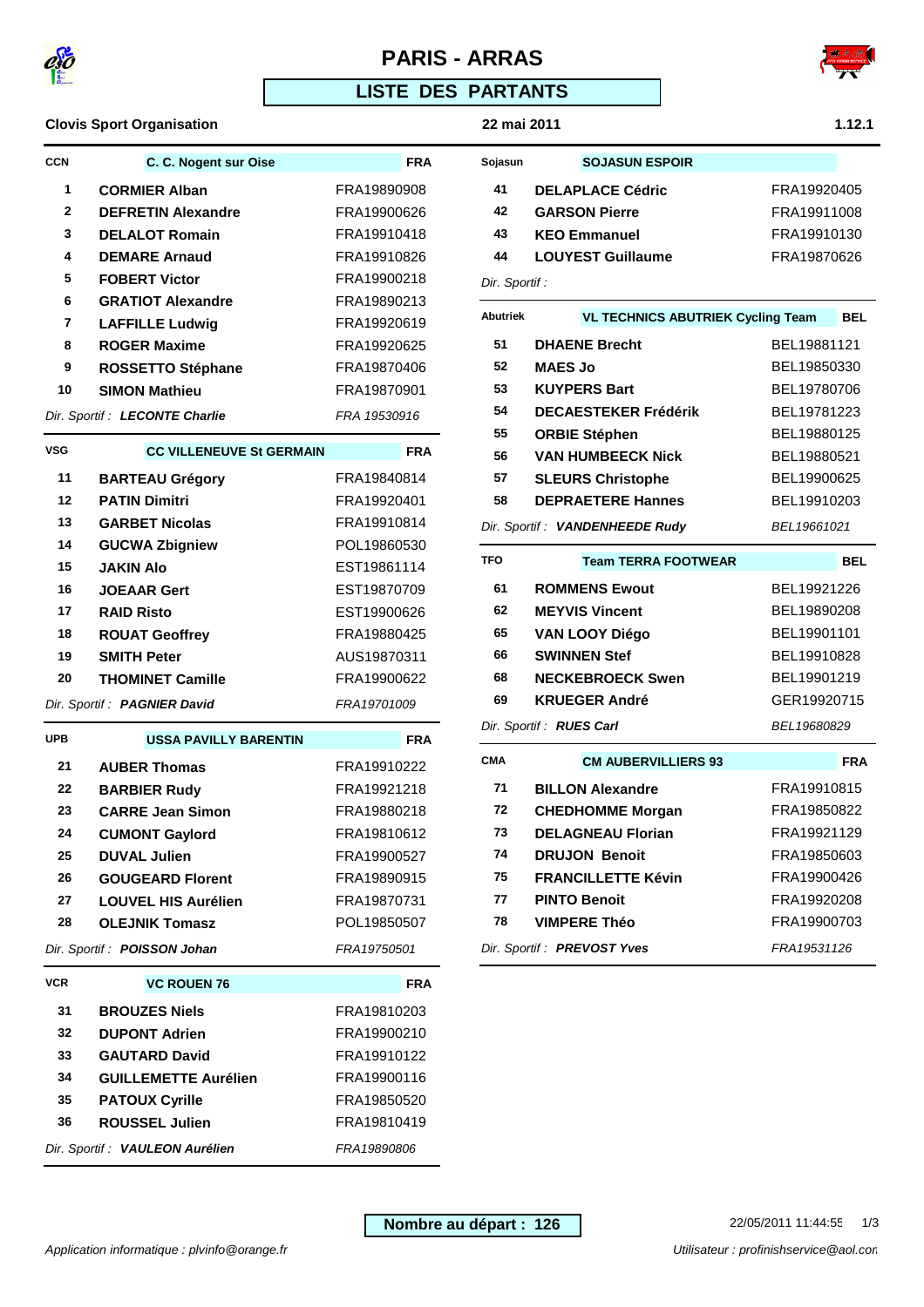# PARIS - ARRAS

## LISTE DES PARTANTS

**Clovis Sport Organisation** — **22 mai 2011** — **1.12.1**

| CCN | C. C. Nogent sur Oise | FRA |
|---|---|---|
| 1 | **CORMIER Alban** | FRA19890908 |
| 2 | **DEFRETIN Alexandre** | FRA19900626 |
| 3 | **DELALOT Romain** | FRA19910418 |
| 4 | **DEMARE Arnaud** | FRA19910826 |
| 5 | **FOBERT Victor** | FRA19900218 |
| 6 | **GRATIOT Alexandre** | FRA19890213 |
| 7 | **LAFFILLE Ludwig** | FRA19920619 |
| 8 | **ROGER Maxime** | FRA19920625 |
| 9 | **ROSSETTO Stéphane** | FRA19870406 |
| 10 | **SIMON Mathieu** | FRA19870901 |
| *Dir. Sportif :* | ***LECONTE Charlie*** | *FRA 19530916* |

| VSG | CC VILLENEUVE St GERMAIN | FRA |
|---|---|---|
| 11 | **BARTEAU Grégory** | FRA19840814 |
| 12 | **PATIN Dimitri** | FRA19920401 |
| 13 | **GARBET Nicolas** | FRA19910814 |
| 14 | **GUCWA Zbigniew** | POL19860530 |
| 15 | **JAKIN Alo** | EST19861114 |
| 16 | **JOEAAR Gert** | EST19870709 |
| 17 | **RAID Risto** | EST19900626 |
| 18 | **ROUAT Geoffrey** | FRA19880425 |
| 19 | **SMITH Peter** | AUS19870311 |
| 20 | **THOMINET Camille** | FRA19900622 |
| *Dir. Sportif :* | ***PAGNIER David*** | *FRA19701009* |

| UPB | USSA PAVILLY BARENTIN | FRA |
|---|---|---|
| 21 | **AUBER Thomas** | FRA19910222 |
| 22 | **BARBIER Rudy** | FRA19921218 |
| 23 | **CARRE Jean Simon** | FRA19880218 |
| 24 | **CUMONT Gaylord** | FRA19810612 |
| 25 | **DUVAL Julien** | FRA19900527 |
| 26 | **GOUGEARD Florent** | FRA19890915 |
| 27 | **LOUVEL HIS Aurélien** | FRA19870731 |
| 28 | **OLEJNIK Tomasz** | POL19850507 |
| *Dir. Sportif :* | ***POISSON Johan*** | *FRA19750501* |

| VCR | VC ROUEN 76 | FRA |
|---|---|---|
| 31 | **BROUZES Niels** | FRA19810203 |
| 32 | **DUPONT Adrien** | FRA19900210 |
| 33 | **GAUTARD David** | FRA19910122 |
| 34 | **GUILLEMETTE Aurélien** | FRA19900116 |
| 35 | **PATOUX Cyrille** | FRA19850520 |
| 36 | **ROUSSEL Julien** | FRA19810419 |
| *Dir. Sportif :* | ***VAULEON Aurélien*** | *FRA19890806* |

| Sojasun | SOJASUN ESPOIR | |
|---|---|---|
| 41 | **DELAPLACE Cédric** | FRA19920405 |
| 42 | **GARSON Pierre** | FRA19911008 |
| 43 | **KEO Emmanuel** | FRA19910130 |
| 44 | **LOUYEST Guillaume** | FRA19870626 |
| *Dir. Sportif :* | | |

| Abutriek | VL TECHNICS ABUTRIEK Cycling Team | BEL |
|---|---|---|
| 51 | **DHAENE Brecht** | BEL19881121 |
| 52 | **MAES Jo** | BEL19850330 |
| 53 | **KUYPERS Bart** | BEL19780706 |
| 54 | **DECAESTEKER Frédérik** | BEL19781223 |
| 55 | **ORBIE Stéphen** | BEL19880125 |
| 56 | **VAN HUMBEECK Nick** | BEL19880521 |
| 57 | **SLEURS Christophe** | BEL19900625 |
| 58 | **DEPRAETERE Hannes** | BEL19910203 |
| *Dir. Sportif :* | ***VANDENHEEDE Rudy*** | *BEL19661021* |

| TFO | Team TERRA FOOTWEAR | BEL |
|---|---|---|
| 61 | **ROMMENS Ewout** | BEL19921226 |
| 62 | **MEYVIS Vincent** | BEL19890208 |
| 65 | **VAN LOOY Diégo** | BEL19901101 |
| 66 | **SWINNEN Stef** | BEL19910828 |
| 68 | **NECKEBROECK Swen** | BEL19901219 |
| 69 | **KRUEGER André** | GER19920715 |
| *Dir. Sportif :* | ***RUES Carl*** | *BEL19680829* |

| CMA | CM AUBERVILLIERS 93 | FRA |
|---|---|---|
| 71 | **BILLON Alexandre** | FRA19910815 |
| 72 | **CHEDHOMME Morgan** | FRA19850822 |
| 73 | **DELAGNEAU Florian** | FRA19921129 |
| 74 | **DRUJON Benoit** | FRA19850603 |
| 75 | **FRANCILLETTE Kévin** | FRA19900426 |
| 77 | **PINTO Benoit** | FRA19920208 |
| 78 | **VIMPERE Théo** | FRA19900703 |
| *Dir. Sportif :* | ***PREVOST Yves*** | *FRA19531126* |

**Nombre au départ : 126**

22/05/2011 11:44:55

*Application informatique : plvinfo@orange.fr*

*Utilisateur : profinishservice@aol.com*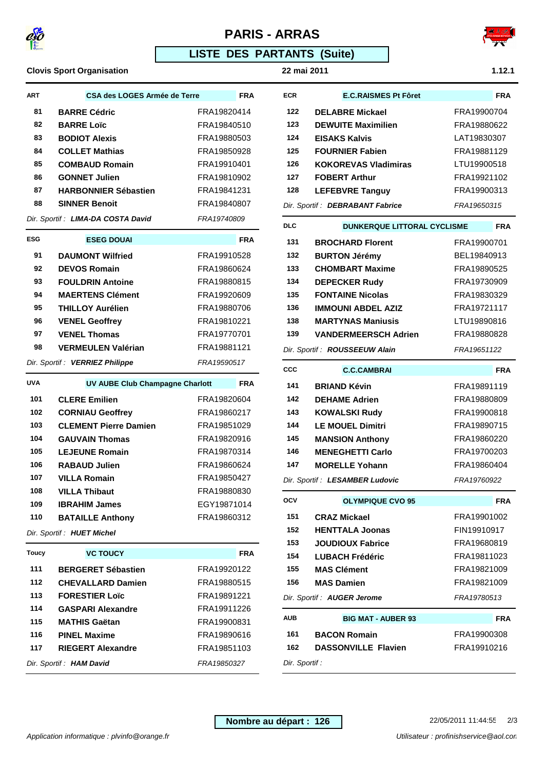# PARIS - ARRAS

## LISTE DES PARTANTS (Suite)

**Clovis Sport Organisation** — **22 mai 2011** — **1.12.1**

| ART | CSA des LOGES Armée de Terre | FRA |
|---|---|---|
| 81 | **BARRE Cédric** | FRA19820414 |
| 82 | **BARRE Loïc** | FRA19840510 |
| 83 | **BODIOT Alexis** | FRA19880503 |
| 84 | **COLLET Mathias** | FRA19850928 |
| 85 | **COMBAUD Romain** | FRA19910401 |
| 86 | **GONNET Julien** | FRA19810902 |
| 87 | **HARBONNIER Sébastien** | FRA19841231 |
| 88 | **SINNER Benoit** | FRA19840807 |
| *Dir. Sportif :* | ***LIMA-DA COSTA David*** | *FRA19740809* |

| ESG | ESEG DOUAI | FRA |
|---|---|---|
| 91 | **DAUMONT Wilfried** | FRA19910528 |
| 92 | **DEVOS Romain** | FRA19860624 |
| 93 | **FOULDRIN Antoine** | FRA19880815 |
| 94 | **MAERTENS Clément** | FRA19920609 |
| 95 | **THILLOY Aurélien** | FRA19880706 |
| 96 | **VENEL Geoffrey** | FRA19810221 |
| 97 | **VENEL Thomas** | FRA19770701 |
| 98 | **VERMEULEN Valérian** | FRA19881121 |
| *Dir. Sportif :* | ***VERRIEZ Philippe*** | *FRA19590517* |

| UVA | UV AUBE Club Champagne Charlott | FRA |
|---|---|---|
| 101 | **CLERE Emilien** | FRA19820604 |
| 102 | **CORNIAU Geoffrey** | FRA19860217 |
| 103 | **CLEMENT Pierre Damien** | FRA19851029 |
| 104 | **GAUVAIN Thomas** | FRA19820916 |
| 105 | **LEJEUNE Romain** | FRA19870314 |
| 106 | **RABAUD Julien** | FRA19860624 |
| 107 | **VILLA Romain** | FRA19850427 |
| 108 | **VILLA Thibaut** | FRA19880830 |
| 109 | **IBRAHIM James** | EGY19871014 |
| 110 | **BATAILLE Anthony** | FRA19860312 |
| *Dir. Sportif :* | ***HUET Michel*** | |

| Toucy | VC TOUCY | FRA |
|---|---|---|
| 111 | **BERGERET Sébastien** | FRA19920122 |
| 112 | **CHEVALLARD Damien** | FRA19880515 |
| 113 | **FORESTIER Loïc** | FRA19891221 |
| 114 | **GASPARI Alexandre** | FRA19911226 |
| 115 | **MATHIS Gaëtan** | FRA19900831 |
| 116 | **PINEL Maxime** | FRA19890616 |
| 117 | **RIEGERT Alexandre** | FRA19851103 |
| *Dir. Sportif :* | ***HAM David*** | *FRA19850327* |

| ECR | E.C.RAISMES Pt Fôret | FRA |
|---|---|---|
| 122 | **DELABRE Mickael** | FRA19900704 |
| 123 | **DEWUITE Maximilien** | FRA19880622 |
| 124 | **EISAKS Kalvis** | LAT19830307 |
| 125 | **FOURNIER Fabien** | FRA19881129 |
| 126 | **KOKOREVAS Vladimiras** | LTU19900518 |
| 127 | **FOBERT Arthur** | FRA19921102 |
| 128 | **LEFEBVRE Tanguy** | FRA19900313 |
| *Dir. Sportif :* | ***DEBRABANT Fabrice*** | *FRA19650315* |

| DLC | DUNKERQUE LITTORAL CYCLISME | FRA |
|---|---|---|
| 131 | **BROCHARD Florent** | FRA19900701 |
| 132 | **BURTON Jérémy** | BEL19840913 |
| 133 | **CHOMBART Maxime** | FRA19890525 |
| 134 | **DEPECKER Rudy** | FRA19730909 |
| 135 | **FONTAINE Nicolas** | FRA19830329 |
| 136 | **IMMOUNI ABDEL AZIZ** | FRA19721117 |
| 138 | **MARTYNAS Maniusis** | LTU19890816 |
| 139 | **VANDERMEERSCH Adrien** | FRA19880828 |
| *Dir. Sportif :* | ***ROUSSEEUW Alain*** | *FRA19651122* |

| CCC | C.C.CAMBRAI | FRA |
|---|---|---|
| 141 | **BRIAND Kévin** | FRA19891119 |
| 142 | **DEHAME Adrien** | FRA19880809 |
| 143 | **KOWALSKI Rudy** | FRA19900818 |
| 144 | **LE MOUEL Dimitri** | FRA19890715 |
| 145 | **MANSION Anthony** | FRA19860220 |
| 146 | **MENEGHETTI Carlo** | FRA19700203 |
| 147 | **MORELLE Yohann** | FRA19860404 |
| *Dir. Sportif :* | ***LESAMBER Ludovic*** | *FRA19760922* |

| OCV | OLYMPIQUE CVO 95 | FRA |
|---|---|---|
| 151 | **CRAZ Mickael** | FRA19901002 |
| 152 | **HENTTALA Joonas** | FIN19910917 |
| 153 | **JOUDIOUX Fabrice** | FRA19680819 |
| 154 | **LUBACH Frédéric** | FRA19811023 |
| 155 | **MAS Clément** | FRA19821009 |
| 156 | **MAS Damien** | FRA19821009 |
| *Dir. Sportif :* | ***AUGER Jerome*** | *FRA19780513* |

| AUB | BIG MAT - AUBER 93 | FRA |
|---|---|---|
| 161 | **BACON Romain** | FRA19900308 |
| 162 | **DASSONVILLE Flavien** | FRA19910216 |
| *Dir. Sportif :* | | |

**Nombre au départ : 126**

22/05/2011 11:44:55

*Application informatique : plvinfo@orange.fr* — *Utilisateur : profinishservice@aol.com*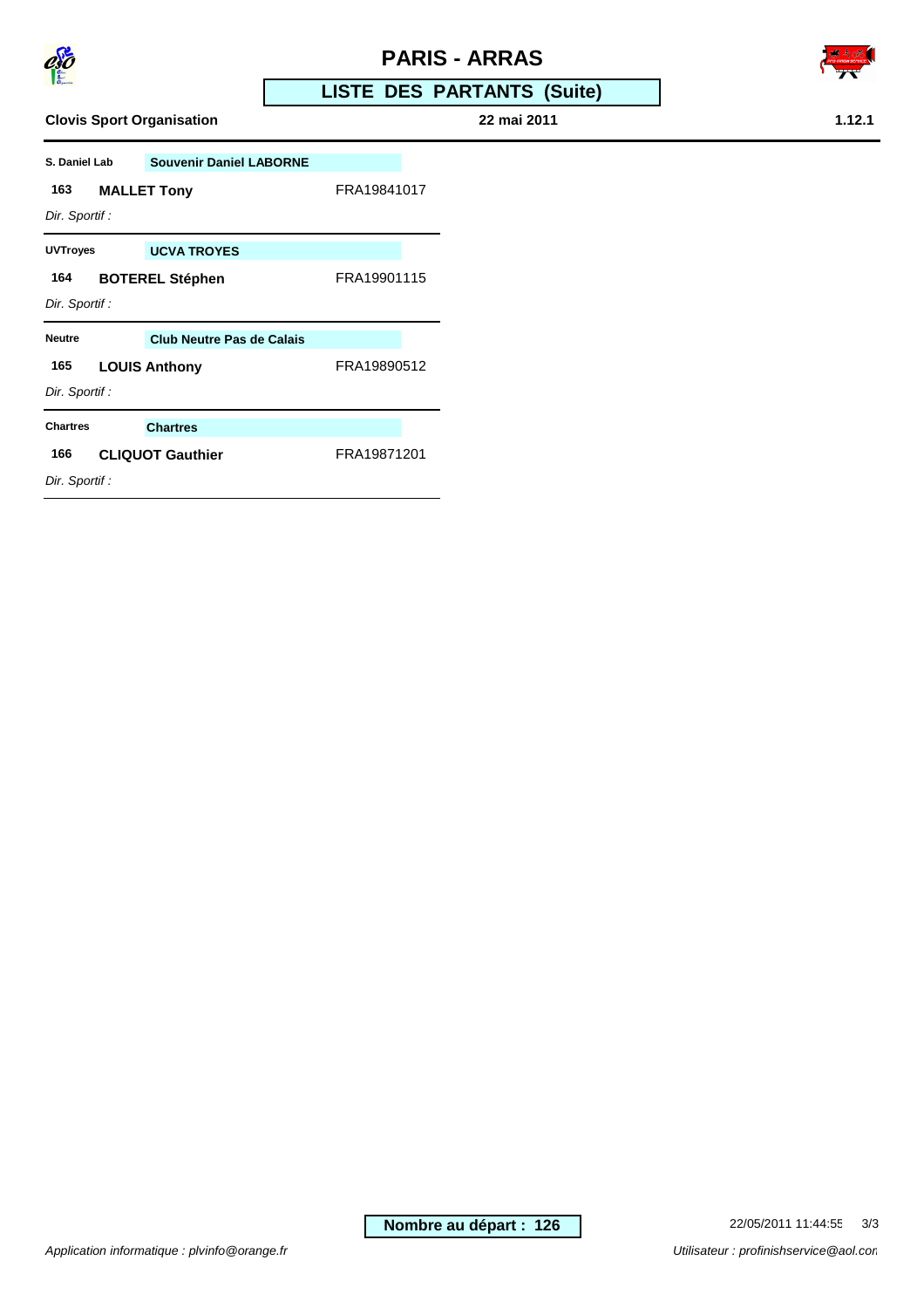# PARIS - ARRAS

## LISTE DES PARTANTS (Suite)

**Clovis Sport Organisation** — **22 mai 2011** — **1.12.1**

**S. Daniel Lab** — **Souvenir Daniel LABORNE**

| | | |
|---|---|---|
| **163** | **MALLET Tony** | FRA19841017 |

*Dir. Sportif :*

**UVTroyes** — **UCVA TROYES**

| | | |
|---|---|---|
| **164** | **BOTEREL Stéphen** | FRA19901115 |

*Dir. Sportif :*

**Neutre** — **Club Neutre Pas de Calais**

| | | |
|---|---|---|
| **165** | **LOUIS Anthony** | FRA19890512 |

*Dir. Sportif :*

**Chartres** — **Chartres**

| | | |
|---|---|---|
| **166** | **CLIQUOT Gauthier** | FRA19871201 |

*Dir. Sportif :*

**Nombre au départ : 126**

22/05/2011 11:44:55

*Application informatique : plvinfo@orange.fr*

*Utilisateur : profinishservice@aol.com*